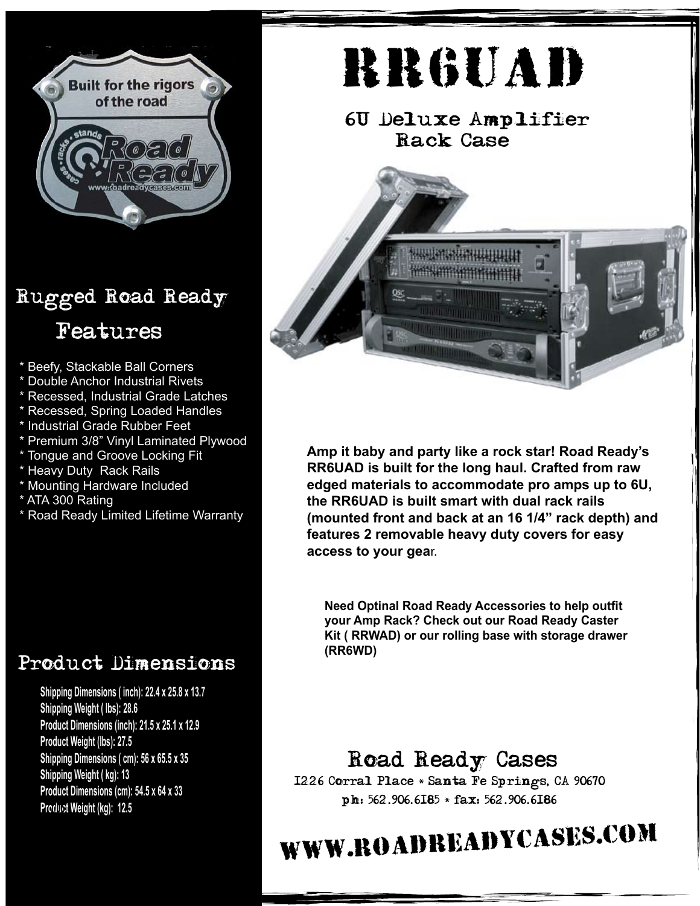# RR6UAD

## 6U Deluxe Amplifier Rack Case

**Amp it baby and party like a rock star! Road Ready's RR6UAD is built for the long haul. Crafted from raw edged materials to accommodate pro amps up to 6U, the RR6UAD is built smart with dual rack rails (mounted front and back at an 16 1/4" rack depth) and features 2 removable heavy duty covers for easy access to your gea**r.

**Need Optinal Road Ready Accessories to help outfit your Amp Rack? Check out our Road Ready Caster Kit ( RRWAD) or our rolling base with storage drawer (RR6WD)**

## Rugged Road Ready Features

* Beefy, Stackable Ball Corners
* Double Anchor Industrial Rivets
* Recessed, Industrial Grade Latches
* Recessed, Spring Loaded Handles
* Industrial Grade Rubber Feet
* Premium 3/8" Vinyl Laminated Plywood
* Tongue and Groove Locking Fit
* Heavy Duty Rack Rails
* Mounting Hardware Included
* ATA 300 Rating
* Road Ready Limited Lifetime Warranty

## Product Dimensions

**Shipping Dimensions ( inch): 22.4 x 25.8 x 13.7**
**Shipping Weight ( lbs): 28.6**
**Product Dimensions (inch): 21.5 x 25.1 x 12.9**
**Product Weight (lbs): 27.5**
**Shipping Dimensions ( cm): 56 x 65.5 x 35**
**Shipping Weight ( kg): 13**
**Product Dimensions (cm): 54.5 x 64 x 33**
**Product Weight (kg): 12.5**

## Road Ready Cases

1226 Corral Place * Santa Fe Springs, CA 90670
ph: 562.906.6185 * fax: 562.906.6186

# WWW.ROADREADYCASES.COM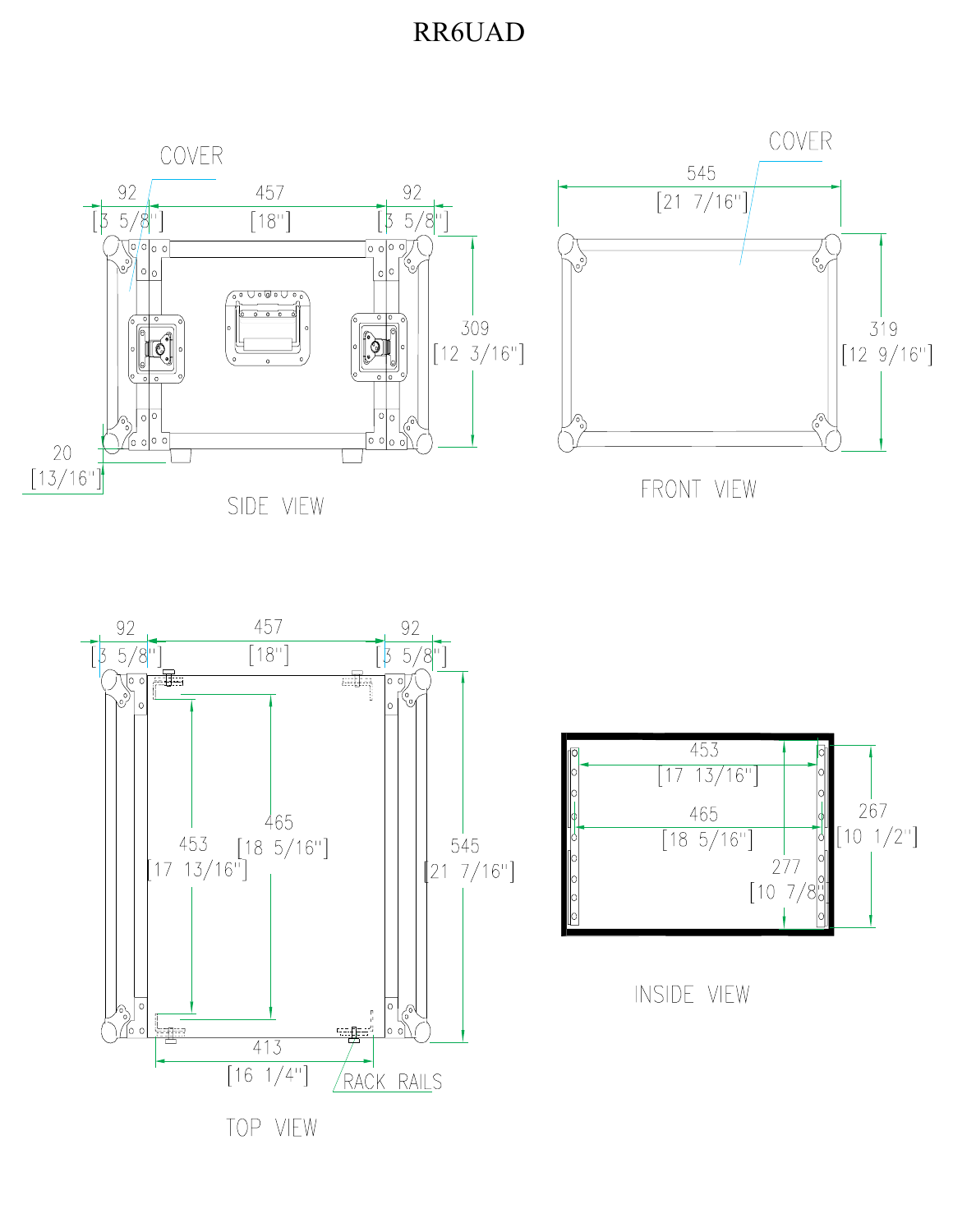# RR6UAD

COVER

92
[3 5/8"]

457
[18"]

92
[3 5/8"]

309
[12 3/16"]

20
[13/16"]

SIDE VIEW

COVER

545
[21 7/16"]

319
[12 9/16"]

FRONT VIEW

92
[3 5/8"]

457
[18"]

92
[3 5/8"]

465
[18 5/16"]

453
[17 13/16"]

545
[21 7/16"]

413
[16 1/4"]

RACK RAILS

TOP VIEW

453
[17 13/16"]

465
[18 5/16"]

267
[10 1/2"]

277
[10 7/8"]

INSIDE VIEW